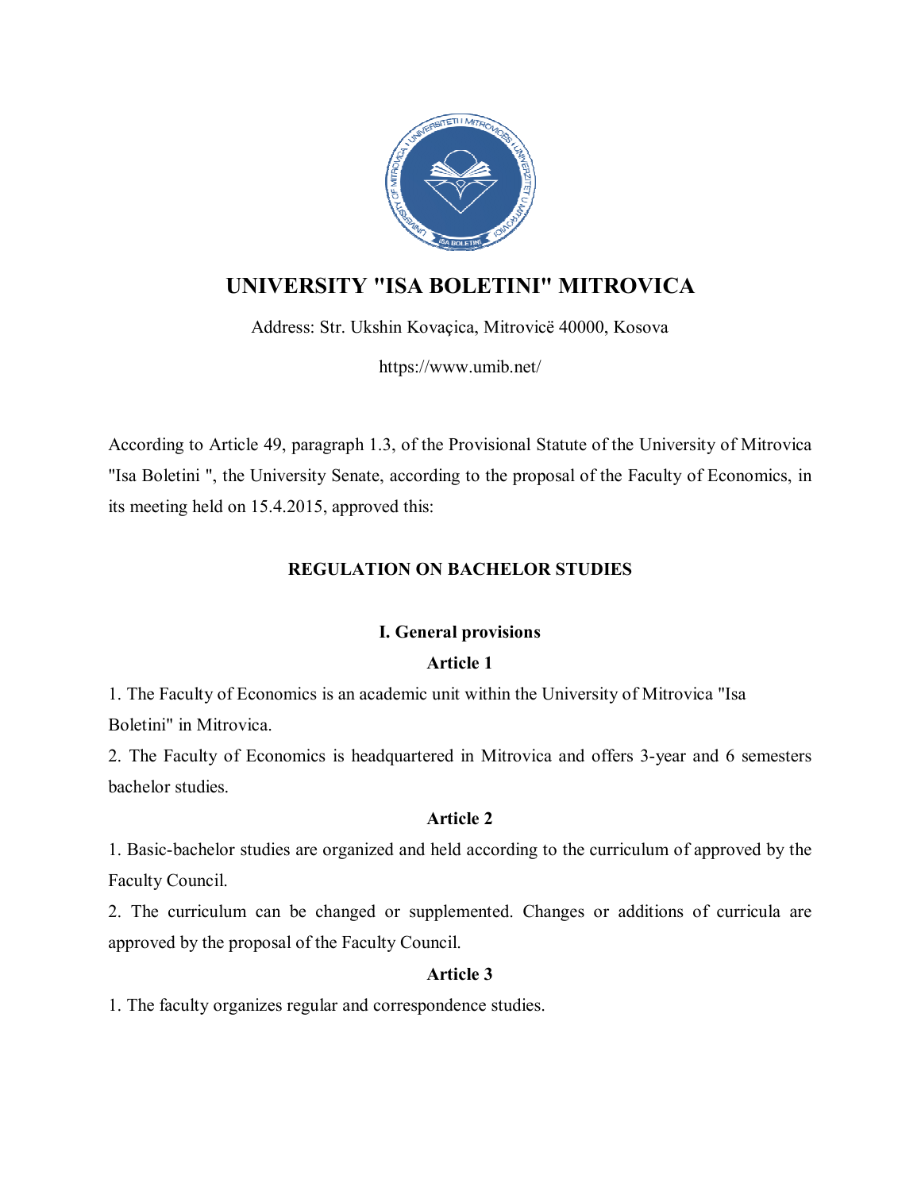# UNIVERSITY "ISA BOLETINI" MITROVICA

Address: Str. Ukshin Kovaçica, Mitrovicë 40000, Kosova

https://www.umib.net/

According to Article 49, paragraph 1.3, of the Provisional Statute of the University of Mitrovica "Isa Boletini ", the University Senate, according to the proposal of the Faculty of Economics, in its meeting held on 15.4.2015, approved this:

## REGULATION ON BACHELOR STUDIES

### I. General provisions

#### Article 1

1. The Faculty of Economics is an academic unit within the University of Mitrovica "Isa Boletini" in Mitrovica.
2. The Faculty of Economics is headquartered in Mitrovica and offers 3-year and 6 semesters bachelor studies.

#### Article 2

1. Basic-bachelor studies are organized and held according to the curriculum of approved by the Faculty Council.
2. The curriculum can be changed or supplemented. Changes or additions of curricula are approved by the proposal of the Faculty Council.

#### Article 3

1. The faculty organizes regular and correspondence studies.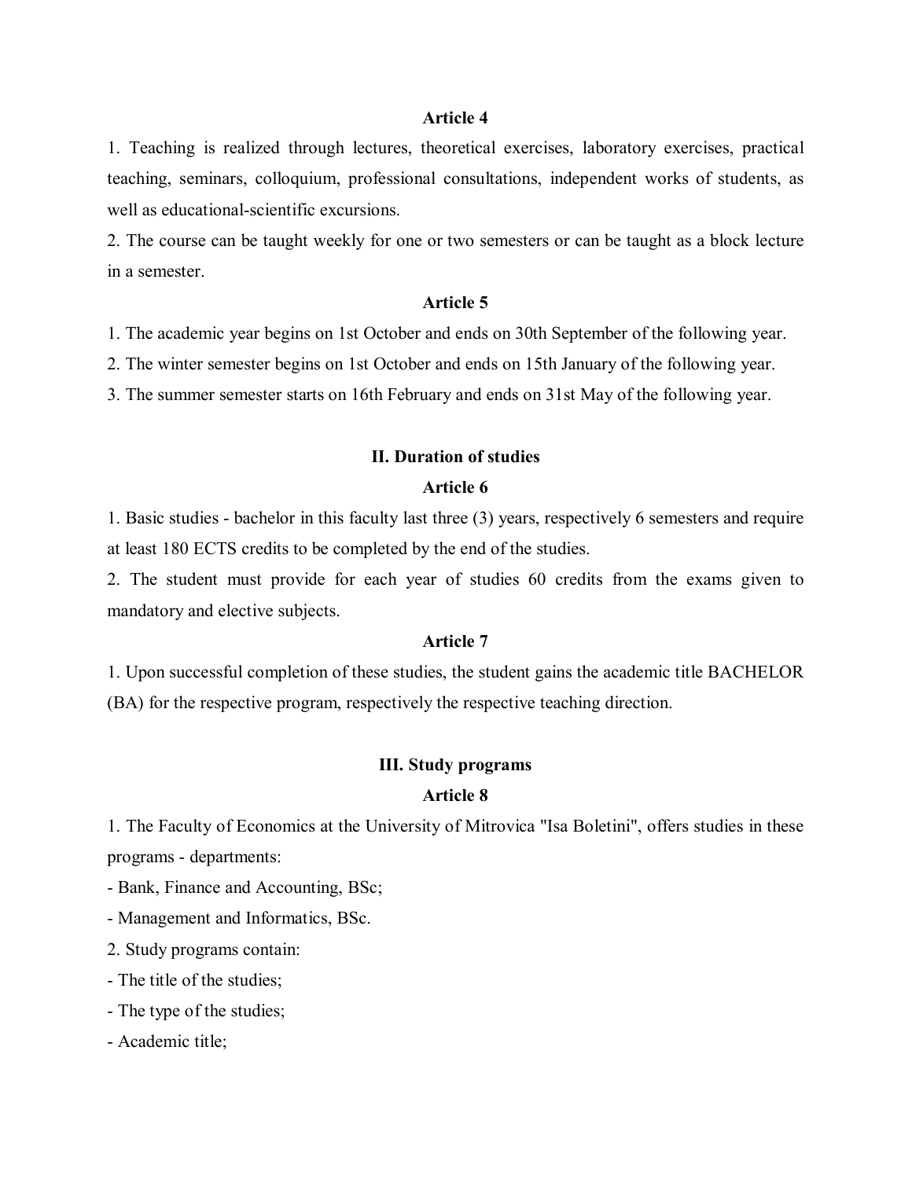### Article 4

1. Teaching is realized through lectures, theoretical exercises, laboratory exercises, practical teaching, seminars, colloquium, professional consultations, independent works of students, as well as educational-scientific excursions.
2. The course can be taught weekly for one or two semesters or can be taught as a block lecture in a semester.

### Article 5

1. The academic year begins on 1st October and ends on 30th September of the following year.
2. The winter semester begins on 1st October and ends on 15th January of the following year.
3. The summer semester starts on 16th February and ends on 31st May of the following year.

## II. Duration of studies

### Article 6

1. Basic studies - bachelor in this faculty last three (3) years, respectively 6 semesters and require at least 180 ECTS credits to be completed by the end of the studies.
2. The student must provide for each year of studies 60 credits from the exams given to mandatory and elective subjects.

### Article 7

1. Upon successful completion of these studies, the student gains the academic title BACHELOR (BA) for the respective program, respectively the respective teaching direction.

## III. Study programs

### Article 8

1. The Faculty of Economics at the University of Mitrovica "Isa Boletini", offers studies in these programs - departments:

- Bank, Finance and Accounting, BSc;
- Management and Informatics, BSc.

2. Study programs contain:

- The title of the studies;
- The type of the studies;
- Academic title;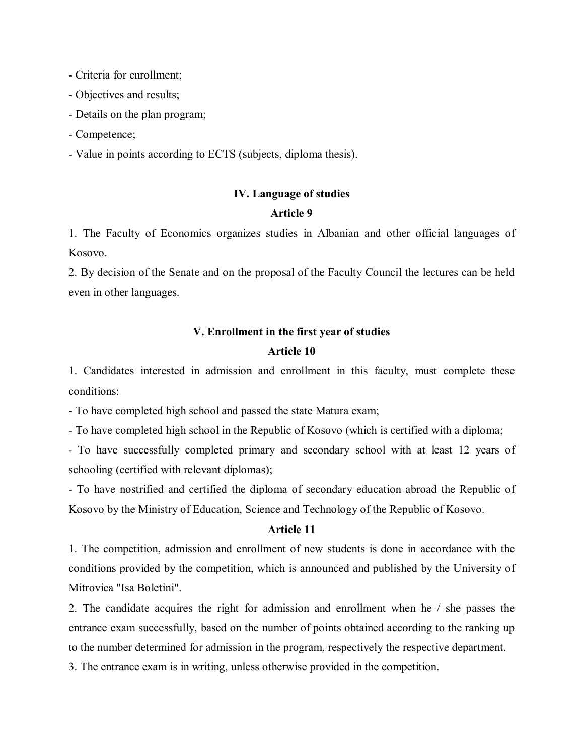- Criteria for enrollment;
- Objectives and results;
- Details on the plan program;
- Competence;
- Value in points according to ECTS (subjects, diploma thesis).

## IV. Language of studies

### Article 9

1. The Faculty of Economics organizes studies in Albanian and other official languages of Kosovo.
2. By decision of the Senate and on the proposal of the Faculty Council the lectures can be held even in other languages.

## V. Enrollment in the first year of studies

### Article 10

1. Candidates interested in admission and enrollment in this faculty, must complete these conditions:

- To have completed high school and passed the state Matura exam;
- To have completed high school in the Republic of Kosovo (which is certified with a diploma;
- To have successfully completed primary and secondary school with at least 12 years of schooling (certified with relevant diplomas);
- To have nostrified and certified the diploma of secondary education abroad the Republic of Kosovo by the Ministry of Education, Science and Technology of the Republic of Kosovo.

### Article 11

1. The competition, admission and enrollment of new students is done in accordance with the conditions provided by the competition, which is announced and published by the University of Mitrovica "Isa Boletini".
2. The candidate acquires the right for admission and enrollment when he / she passes the entrance exam successfully, based on the number of points obtained according to the ranking up to the number determined for admission in the program, respectively the respective department.
3. The entrance exam is in writing, unless otherwise provided in the competition.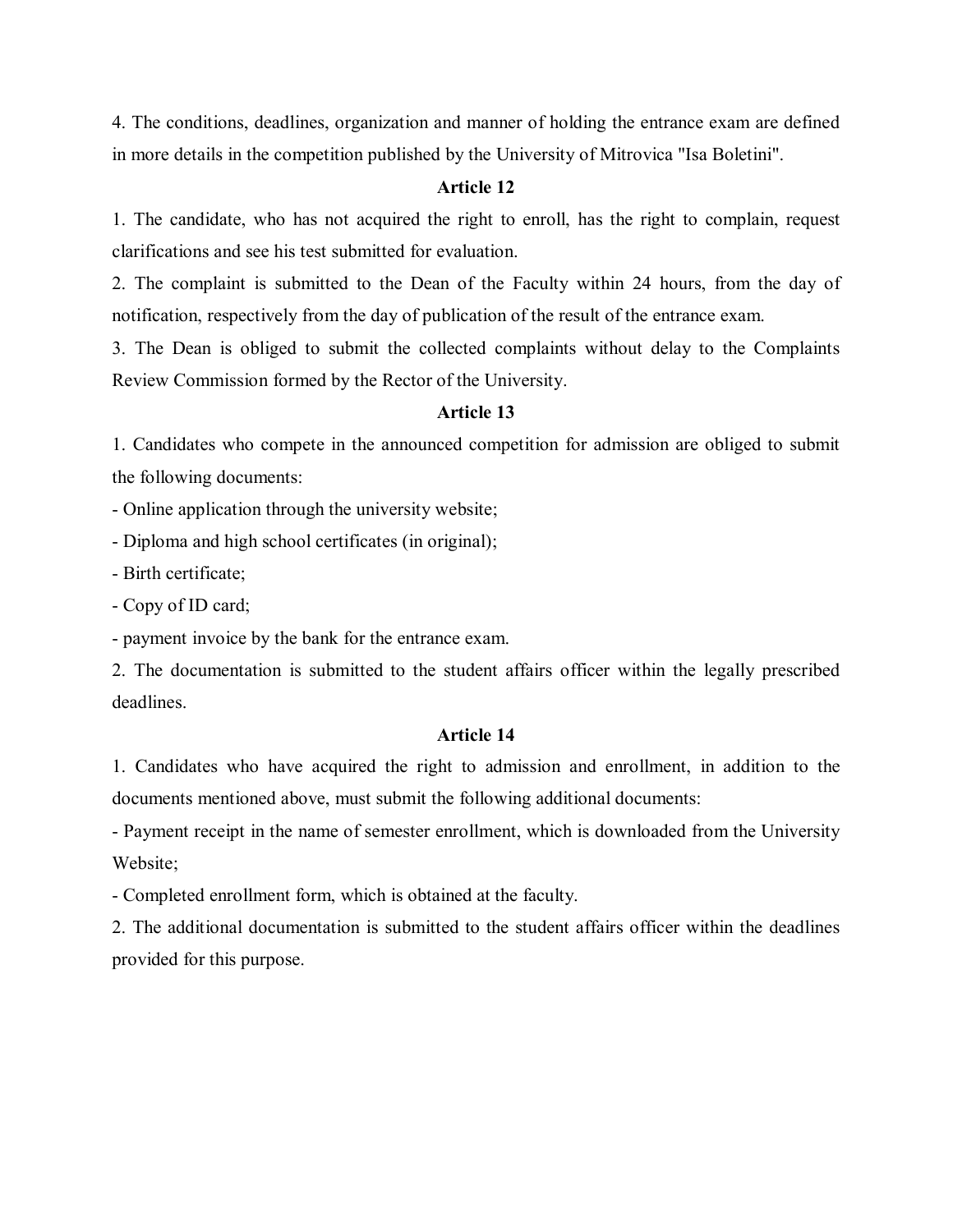4. The conditions, deadlines, organization and manner of holding the entrance exam are defined in more details in the competition published by the University of Mitrovica "Isa Boletini".

### Article 12

1. The candidate, who has not acquired the right to enroll, has the right to complain, request clarifications and see his test submitted for evaluation.
2. The complaint is submitted to the Dean of the Faculty within 24 hours, from the day of notification, respectively from the day of publication of the result of the entrance exam.
3. The Dean is obliged to submit the collected complaints without delay to the Complaints Review Commission formed by the Rector of the University.

### Article 13

1. Candidates who compete in the announced competition for admission are obliged to submit the following documents:

- Online application through the university website;
- Diploma and high school certificates (in original);
- Birth certificate;
- Copy of ID card;
- payment invoice by the bank for the entrance exam.

2. The documentation is submitted to the student affairs officer within the legally prescribed deadlines.

### Article 14

1. Candidates who have acquired the right to admission and enrollment, in addition to the documents mentioned above, must submit the following additional documents:

- Payment receipt in the name of semester enrollment, which is downloaded from the University Website;
- Completed enrollment form, which is obtained at the faculty.

2. The additional documentation is submitted to the student affairs officer within the deadlines provided for this purpose.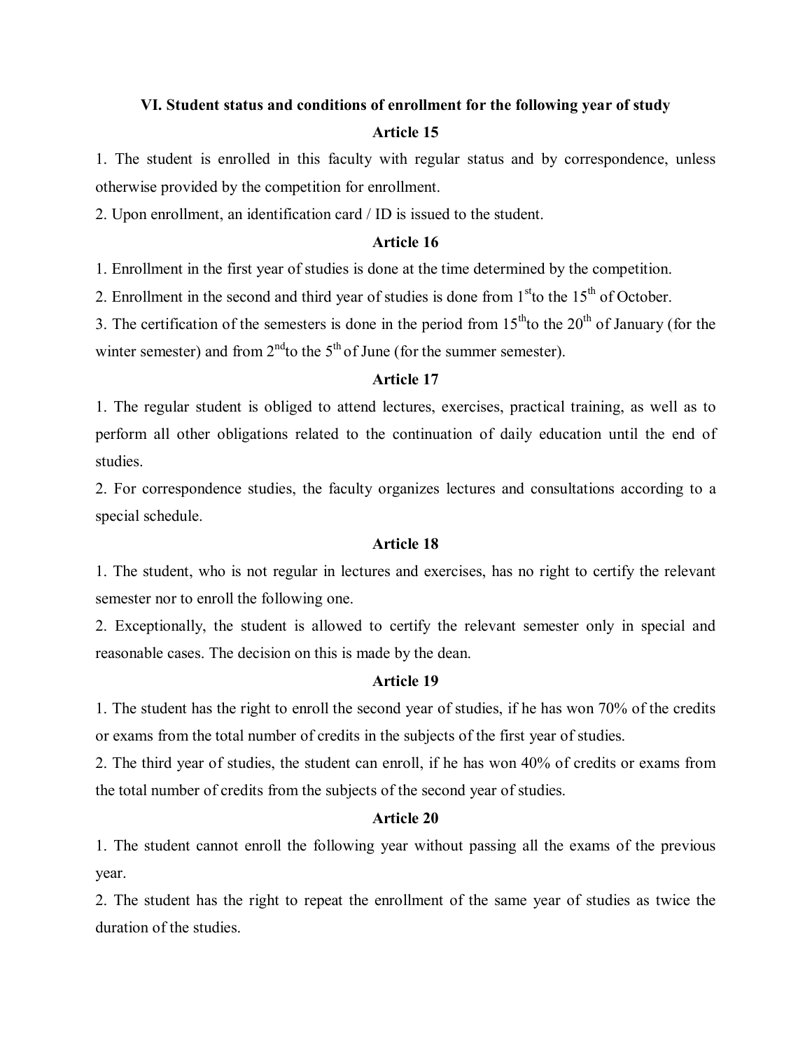## VI. Student status and conditions of enrollment for the following year of study

### Article 15

1. The student is enrolled in this faculty with regular status and by correspondence, unless otherwise provided by the competition for enrollment.
2. Upon enrollment, an identification card / ID is issued to the student.

### Article 16

1. Enrollment in the first year of studies is done at the time determined by the competition.
2. Enrollment in the second and third year of studies is done from 1st to the 15th of October.
3. The certification of the semesters is done in the period from 15th to the 20th of January (for the winter semester) and from 2nd to the 5th of June (for the summer semester).

### Article 17

1. The regular student is obliged to attend lectures, exercises, practical training, as well as to perform all other obligations related to the continuation of daily education until the end of studies.
2. For correspondence studies, the faculty organizes lectures and consultations according to a special schedule.

### Article 18

1. The student, who is not regular in lectures and exercises, has no right to certify the relevant semester nor to enroll the following one.
2. Exceptionally, the student is allowed to certify the relevant semester only in special and reasonable cases. The decision on this is made by the dean.

### Article 19

1. The student has the right to enroll the second year of studies, if he has won 70% of the credits or exams from the total number of credits in the subjects of the first year of studies.
2. The third year of studies, the student can enroll, if he has won 40% of credits or exams from the total number of credits from the subjects of the second year of studies.

### Article 20

1. The student cannot enroll the following year without passing all the exams of the previous year.
2. The student has the right to repeat the enrollment of the same year of studies as twice the duration of the studies.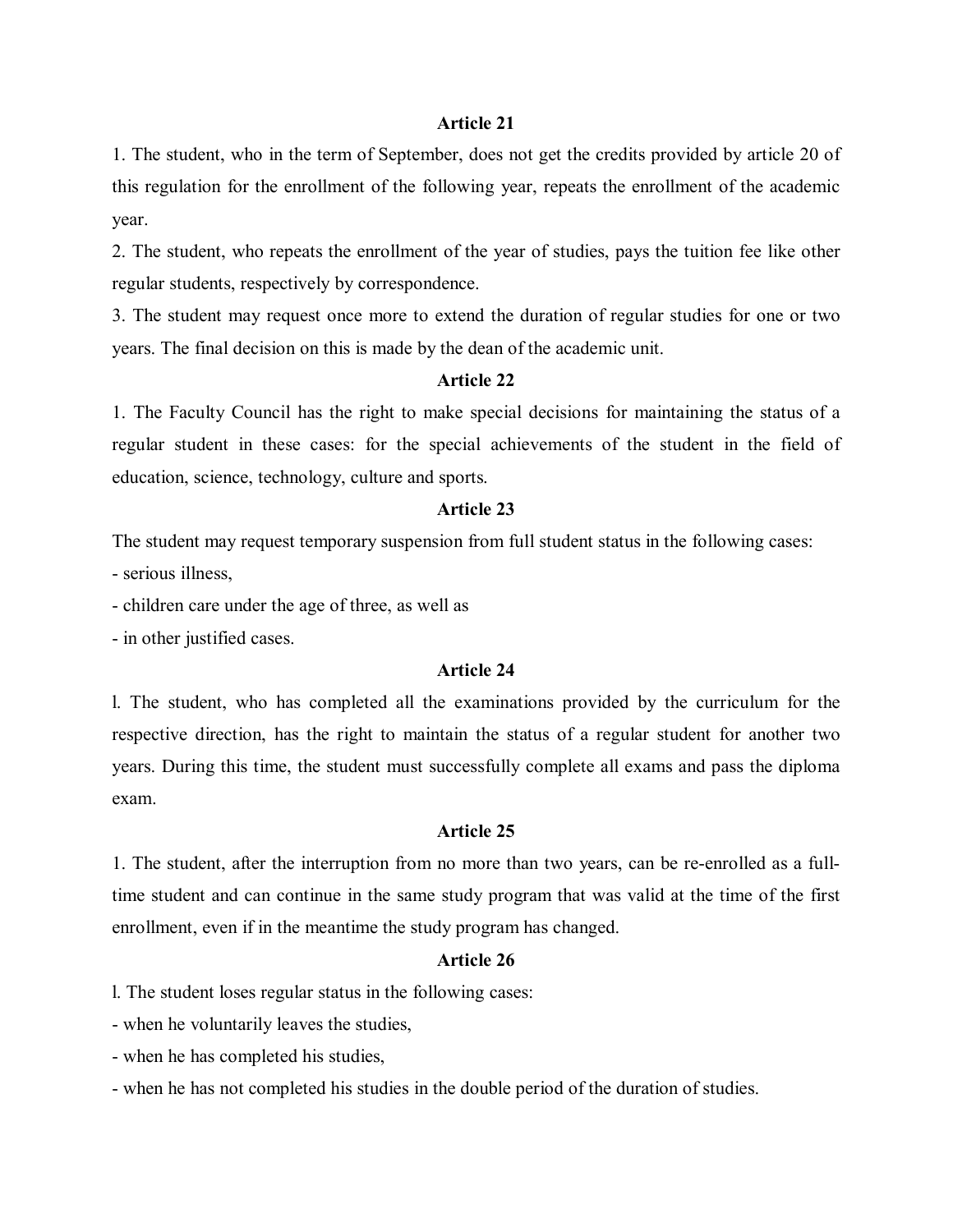### Article 21

1. The student, who in the term of September, does not get the credits provided by article 20 of this regulation for the enrollment of the following year, repeats the enrollment of the academic year.
2. The student, who repeats the enrollment of the year of studies, pays the tuition fee like other regular students, respectively by correspondence.
3. The student may request once more to extend the duration of regular studies for one or two years. The final decision on this is made by the dean of the academic unit.

### Article 22

1. The Faculty Council has the right to make special decisions for maintaining the status of a regular student in these cases: for the special achievements of the student in the field of education, science, technology, culture and sports.

### Article 23

The student may request temporary suspension from full student status in the following cases:

- serious illness,
- children care under the age of three, as well as
- in other justified cases.

### Article 24

l. The student, who has completed all the examinations provided by the curriculum for the respective direction, has the right to maintain the status of a regular student for another two years. During this time, the student must successfully complete all exams and pass the diploma exam.

### Article 25

1. The student, after the interruption from no more than two years, can be re-enrolled as a full-time student and can continue in the same study program that was valid at the time of the first enrollment, even if in the meantime the study program has changed.

### Article 26

l. The student loses regular status in the following cases:

- when he voluntarily leaves the studies,
- when he has completed his studies,
- when he has not completed his studies in the double period of the duration of studies.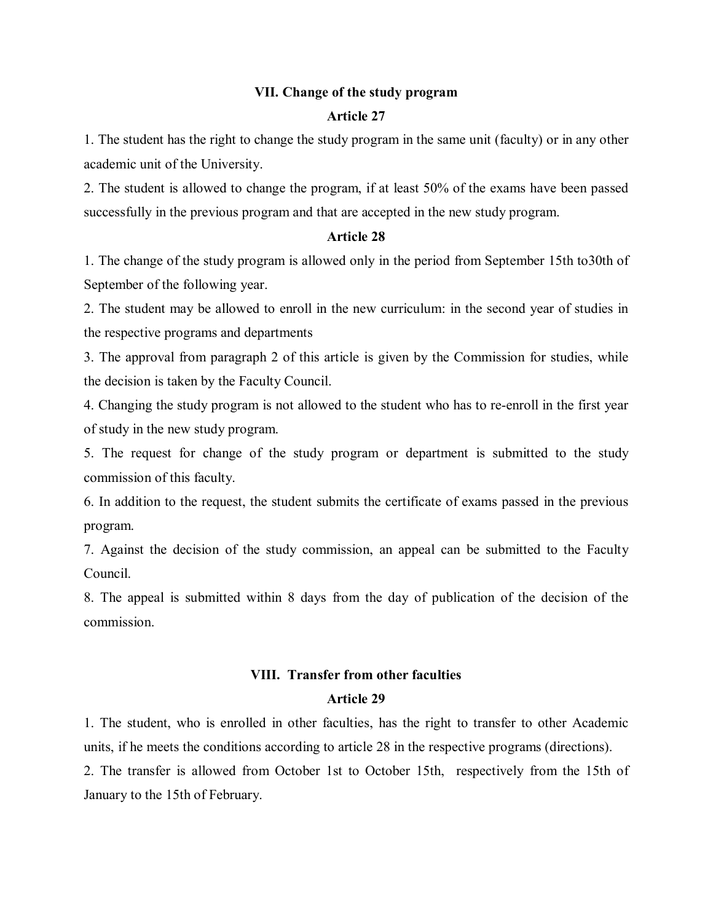## VII. Change of the study program

### Article 27

1. The student has the right to change the study program in the same unit (faculty) or in any other academic unit of the University.
2. The student is allowed to change the program, if at least 50% of the exams have been passed successfully in the previous program and that are accepted in the new study program.

### Article 28

1. The change of the study program is allowed only in the period from September 15th to30th of September of the following year.
2. The student may be allowed to enroll in the new curriculum: in the second year of studies in the respective programs and departments
3. The approval from paragraph 2 of this article is given by the Commission for studies, while the decision is taken by the Faculty Council.
4. Changing the study program is not allowed to the student who has to re-enroll in the first year of study in the new study program.
5. The request for change of the study program or department is submitted to the study commission of this faculty.
6. In addition to the request, the student submits the certificate of exams passed in the previous program.
7. Against the decision of the study commission, an appeal can be submitted to the Faculty Council.
8. The appeal is submitted within 8 days from the day of publication of the decision of the commission.

## VIII. Transfer from other faculties

### Article 29

1. The student, who is enrolled in other faculties, has the right to transfer to other Academic units, if he meets the conditions according to article 28 in the respective programs (directions).
2. The transfer is allowed from October 1st to October 15th, respectively from the 15th of January to the 15th of February.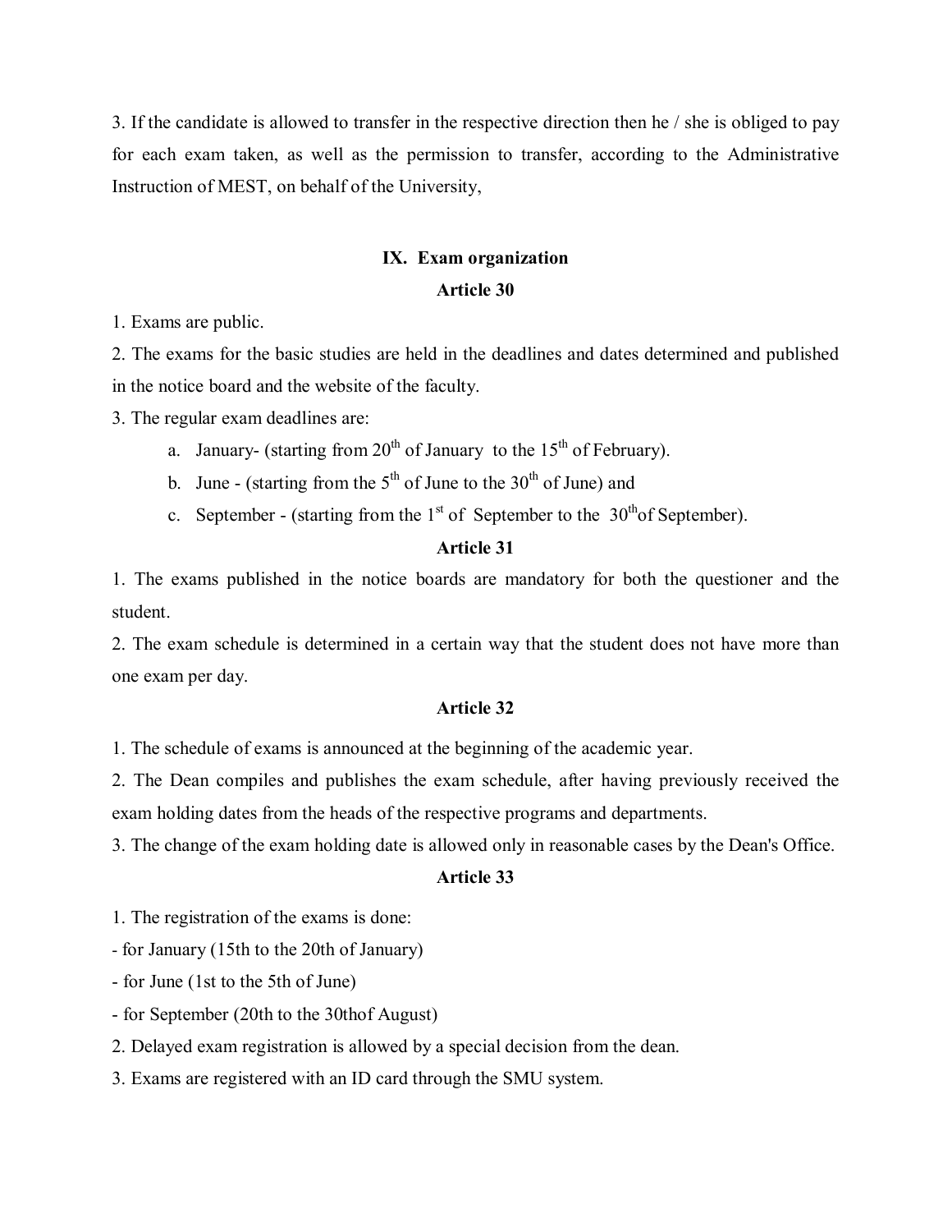3. If the candidate is allowed to transfer in the respective direction then he / she is obliged to pay for each exam taken, as well as the permission to transfer, according to the Administrative Instruction of MEST, on behalf of the University,

## IX. Exam organization

### Article 30

1. Exams are public.
2. The exams for the basic studies are held in the deadlines and dates determined and published in the notice board and the website of the faculty.
3. The regular exam deadlines are:
   a. January- (starting from 20th of January to the 15th of February).
   b. June - (starting from the 5th of June to the 30th of June) and
   c. September - (starting from the 1st of September to the 30th of September).

### Article 31

1. The exams published in the notice boards are mandatory for both the questioner and the student.
2. The exam schedule is determined in a certain way that the student does not have more than one exam per day.

### Article 32

1. The schedule of exams is announced at the beginning of the academic year.
2. The Dean compiles and publishes the exam schedule, after having previously received the exam holding dates from the heads of the respective programs and departments.
3. The change of the exam holding date is allowed only in reasonable cases by the Dean's Office.

### Article 33

1. The registration of the exams is done:

- for January (15th to the 20th of January)
- for June (1st to the 5th of June)
- for September (20th to the 30thof August)

2. Delayed exam registration is allowed by a special decision from the dean.
3. Exams are registered with an ID card through the SMU system.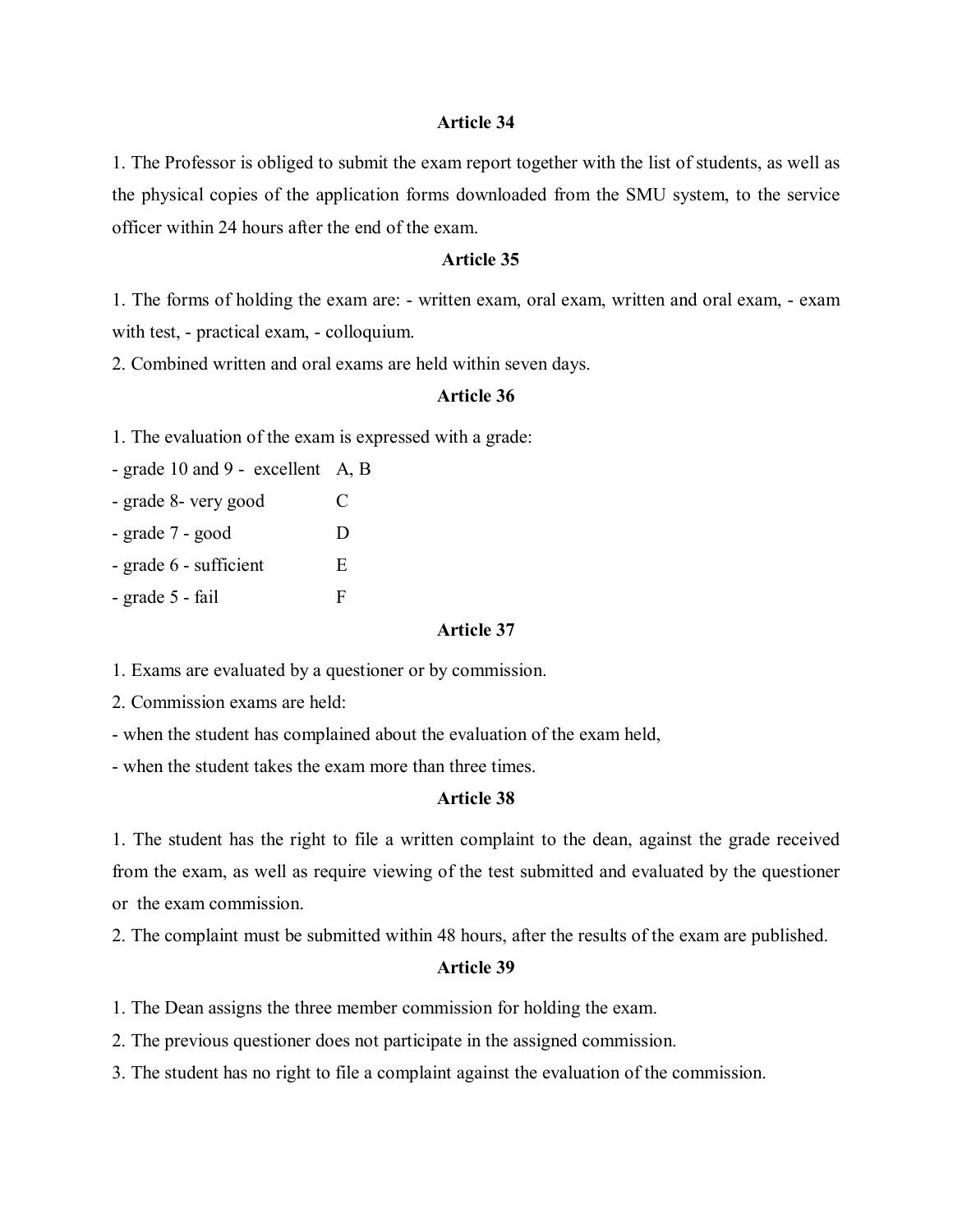**Article 34**

1. The Professor is obliged to submit the exam report together with the list of students, as well as the physical copies of the application forms downloaded from the SMU system, to the service officer within 24 hours after the end of the exam.

**Article 35**

1. The forms of holding the exam are: - written exam, oral exam, written and oral exam, - exam with test, - practical exam, - colloquium.
2. Combined written and oral exams are held within seven days.

**Article 36**

1. The evaluation of the exam is expressed with a grade:

| | |
|---|---|
| - grade 10 and 9 - excellent | A, B |
| - grade 8- very good | C |
| - grade 7 - good | D |
| - grade 6 - sufficient | E |
| - grade 5 - fail | F |

**Article 37**

1. Exams are evaluated by a questioner or by commission.
2. Commission exams are held:

- when the student has complained about the evaluation of the exam held,
- when the student takes the exam more than three times.

**Article 38**

1. The student has the right to file a written complaint to the dean, against the grade received from the exam, as well as require viewing of the test submitted and evaluated by the questioner or the exam commission.
2. The complaint must be submitted within 48 hours, after the results of the exam are published.

**Article 39**

1. The Dean assigns the three member commission for holding the exam.
2. The previous questioner does not participate in the assigned commission.
3. The student has no right to file a complaint against the evaluation of the commission.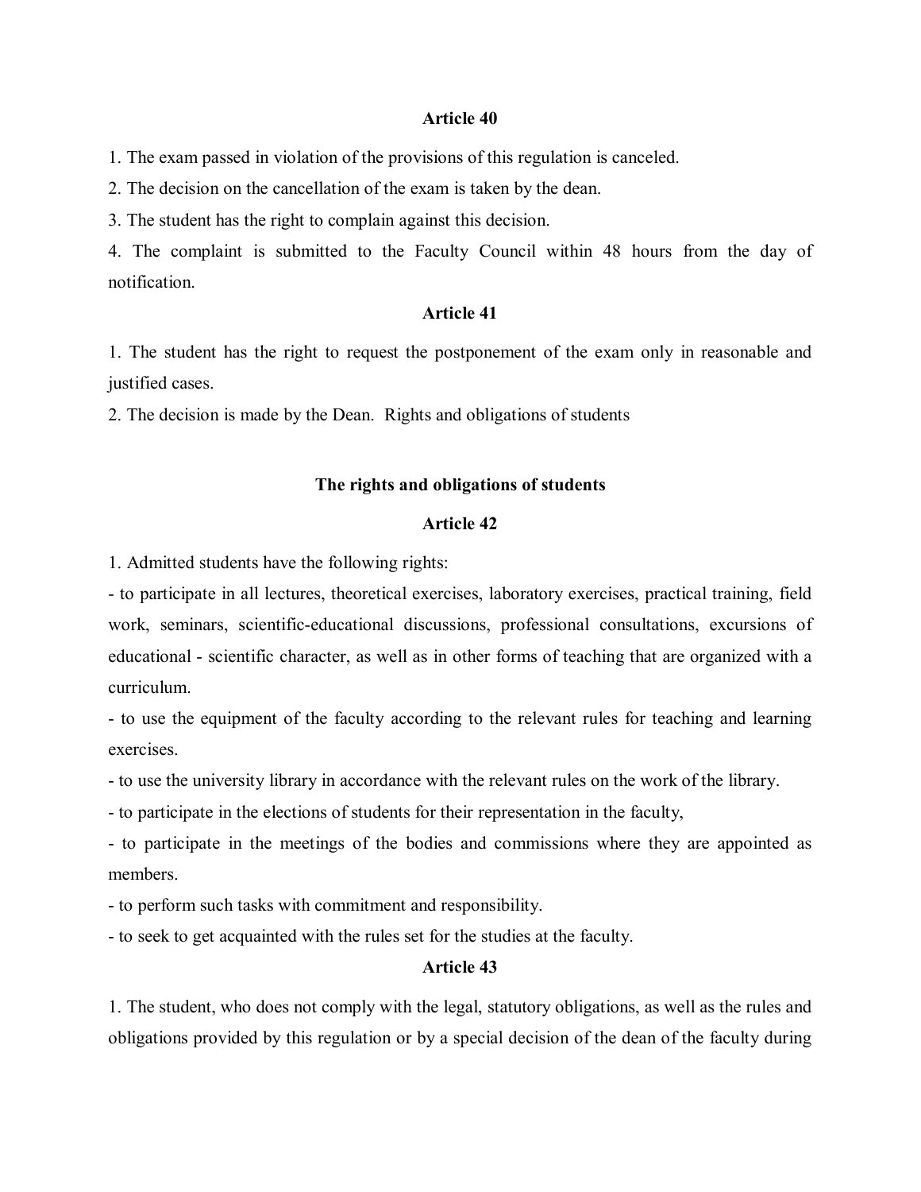### Article 40

1. The exam passed in violation of the provisions of this regulation is canceled.

2. The decision on the cancellation of the exam is taken by the dean.

3. The student has the right to complain against this decision.

4. The complaint is submitted to the Faculty Council within 48 hours from the day of notification.

### Article 41

1. The student has the right to request the postponement of the exam only in reasonable and justified cases.

2. The decision is made by the Dean. Rights and obligations of students

## The rights and obligations of students

### Article 42

1. Admitted students have the following rights:

- to participate in all lectures, theoretical exercises, laboratory exercises, practical training, field work, seminars, scientific-educational discussions, professional consultations, excursions of educational - scientific character, as well as in other forms of teaching that are organized with a curriculum.
- to use the equipment of the faculty according to the relevant rules for teaching and learning exercises.
- to use the university library in accordance with the relevant rules on the work of the library.
- to participate in the elections of students for their representation in the faculty,
- to participate in the meetings of the bodies and commissions where they are appointed as members.
- to perform such tasks with commitment and responsibility.
- to seek to get acquainted with the rules set for the studies at the faculty.

### Article 43

1. The student, who does not comply with the legal, statutory obligations, as well as the rules and obligations provided by this regulation or by a special decision of the dean of the faculty during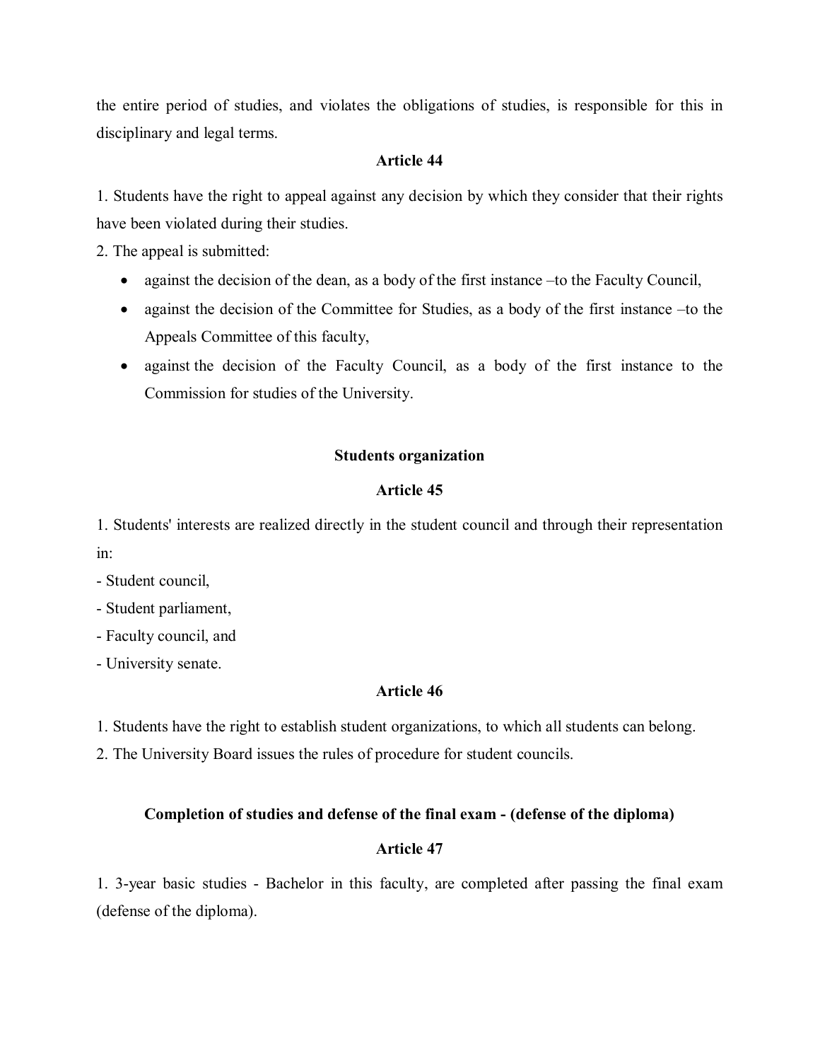the entire period of studies, and violates the obligations of studies, is responsible for this in disciplinary and legal terms.

**Article 44**

1. Students have the right to appeal against any decision by which they consider that their rights have been violated during their studies.
2. The appeal is submitted:
   - against the decision of the dean, as a body of the first instance –to the Faculty Council,
   - against the decision of the Committee for Studies, as a body of the first instance –to the Appeals Committee of this faculty,
   - against the decision of the Faculty Council, as a body of the first instance to the Commission for studies of the University.

**Students organization**

**Article 45**

1. Students' interests are realized directly in the student council and through their representation in:

- Student council,
- Student parliament,
- Faculty council, and
- University senate.

**Article 46**

1. Students have the right to establish student organizations, to which all students can belong.
2. The University Board issues the rules of procedure for student councils.

**Completion of studies and defense of the final exam - (defense of the diploma)**

**Article 47**

1. 3-year basic studies - Bachelor in this faculty, are completed after passing the final exam (defense of the diploma).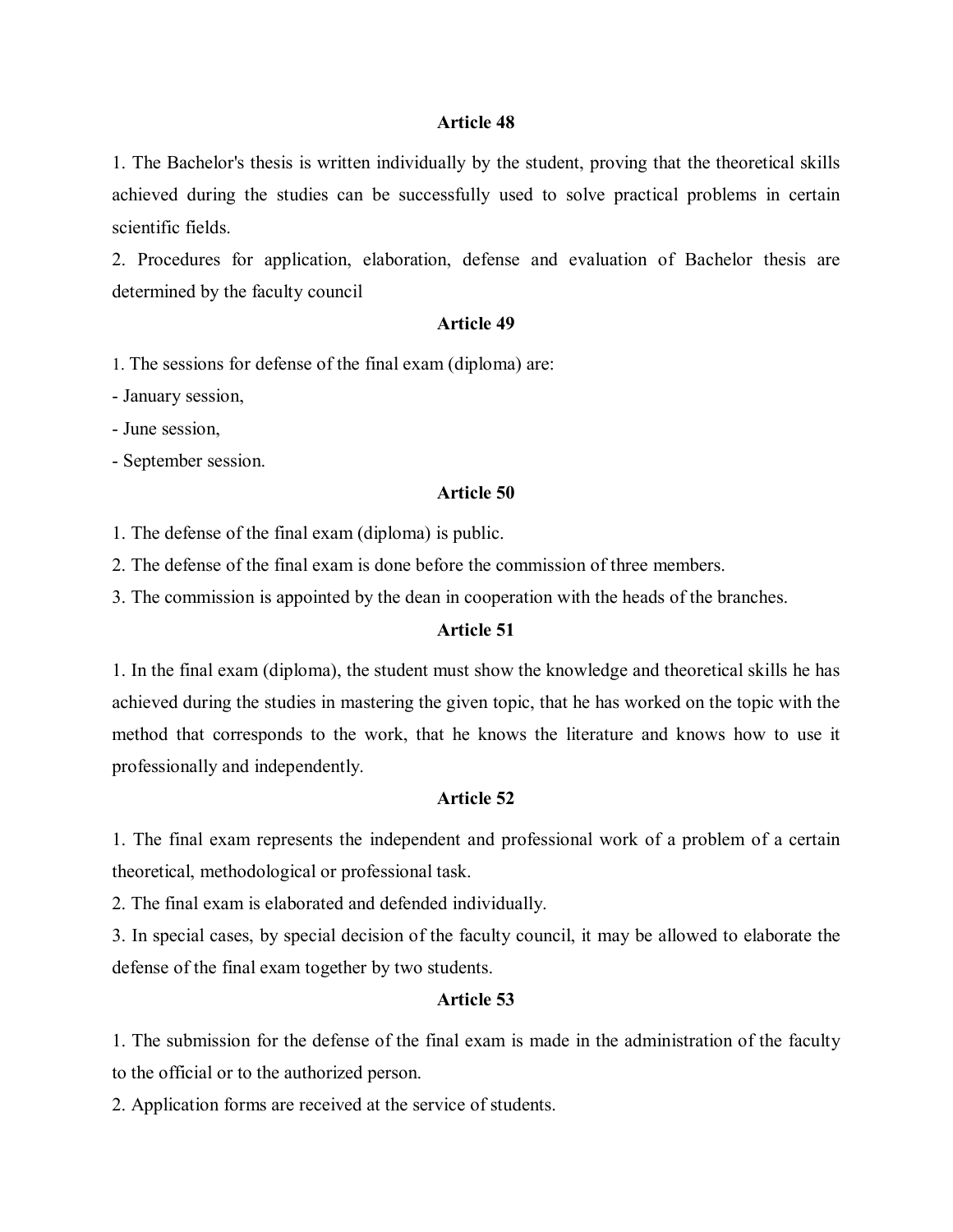**Article 48**

1. The Bachelor's thesis is written individually by the student, proving that the theoretical skills achieved during the studies can be successfully used to solve practical problems in certain scientific fields.
2. Procedures for application, elaboration, defense and evaluation of Bachelor thesis are determined by the faculty council

**Article 49**

1. The sessions for defense of the final exam (diploma) are:

- January session,
- June session,
- September session.

**Article 50**

1. The defense of the final exam (diploma) is public.
2. The defense of the final exam is done before the commission of three members.
3. The commission is appointed by the dean in cooperation with the heads of the branches.

**Article 51**

1. In the final exam (diploma), the student must show the knowledge and theoretical skills he has achieved during the studies in mastering the given topic, that he has worked on the topic with the method that corresponds to the work, that he knows the literature and knows how to use it professionally and independently.

**Article 52**

1. The final exam represents the independent and professional work of a problem of a certain theoretical, methodological or professional task.
2. The final exam is elaborated and defended individually.
3. In special cases, by special decision of the faculty council, it may be allowed to elaborate the defense of the final exam together by two students.

**Article 53**

1. The submission for the defense of the final exam is made in the administration of the faculty to the official or to the authorized person.
2. Application forms are received at the service of students.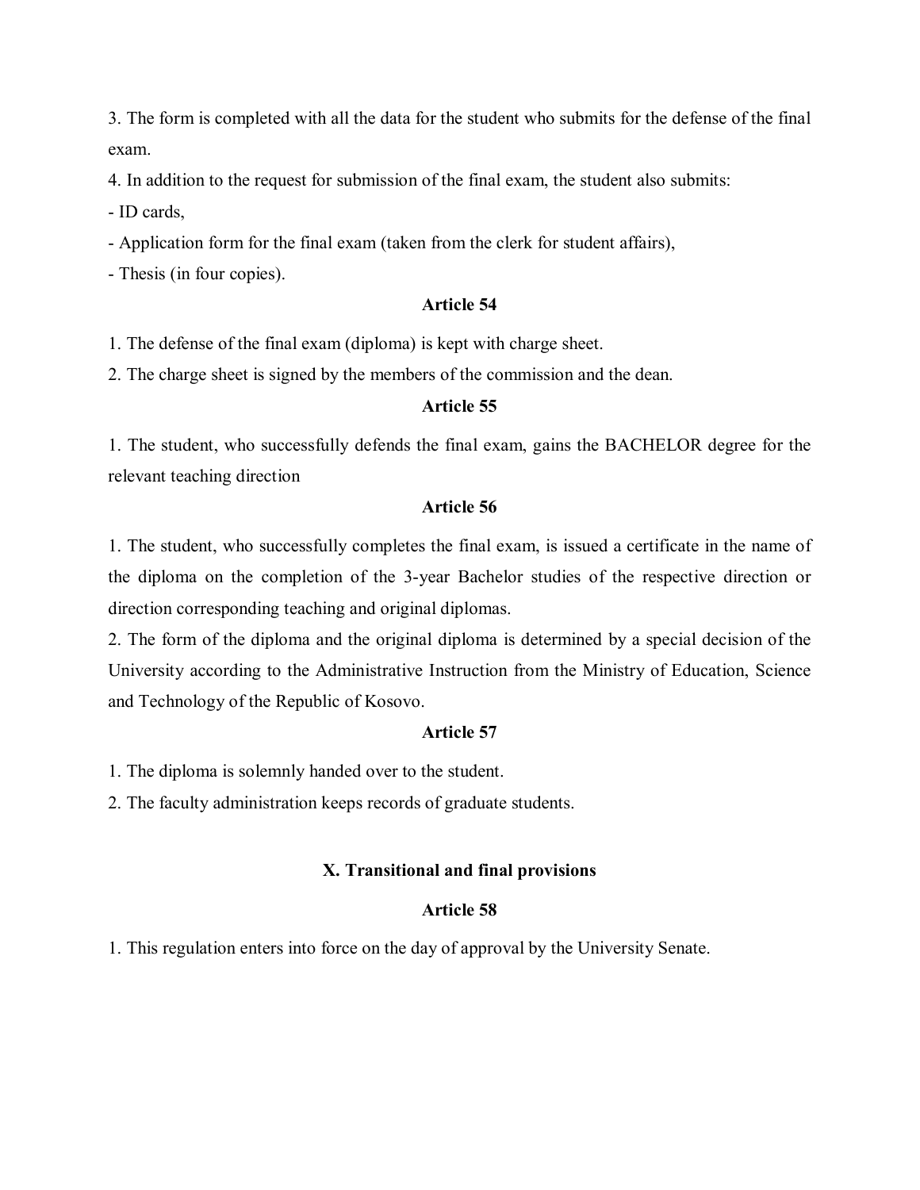3. The form is completed with all the data for the student who submits for the defense of the final exam.

4. In addition to the request for submission of the final exam, the student also submits:

- ID cards,
- Application form for the final exam (taken from the clerk for student affairs),
- Thesis (in four copies).

**Article 54**

1. The defense of the final exam (diploma) is kept with charge sheet.

2. The charge sheet is signed by the members of the commission and the dean.

**Article 55**

1. The student, who successfully defends the final exam, gains the BACHELOR degree for the relevant teaching direction

**Article 56**

1. The student, who successfully completes the final exam, is issued a certificate in the name of the diploma on the completion of the 3-year Bachelor studies of the respective direction or direction corresponding teaching and original diplomas.

2. The form of the diploma and the original diploma is determined by a special decision of the University according to the Administrative Instruction from the Ministry of Education, Science and Technology of the Republic of Kosovo.

**Article 57**

1. The diploma is solemnly handed over to the student.

2. The faculty administration keeps records of graduate students.

## X. Transitional and final provisions

**Article 58**

1. This regulation enters into force on the day of approval by the University Senate.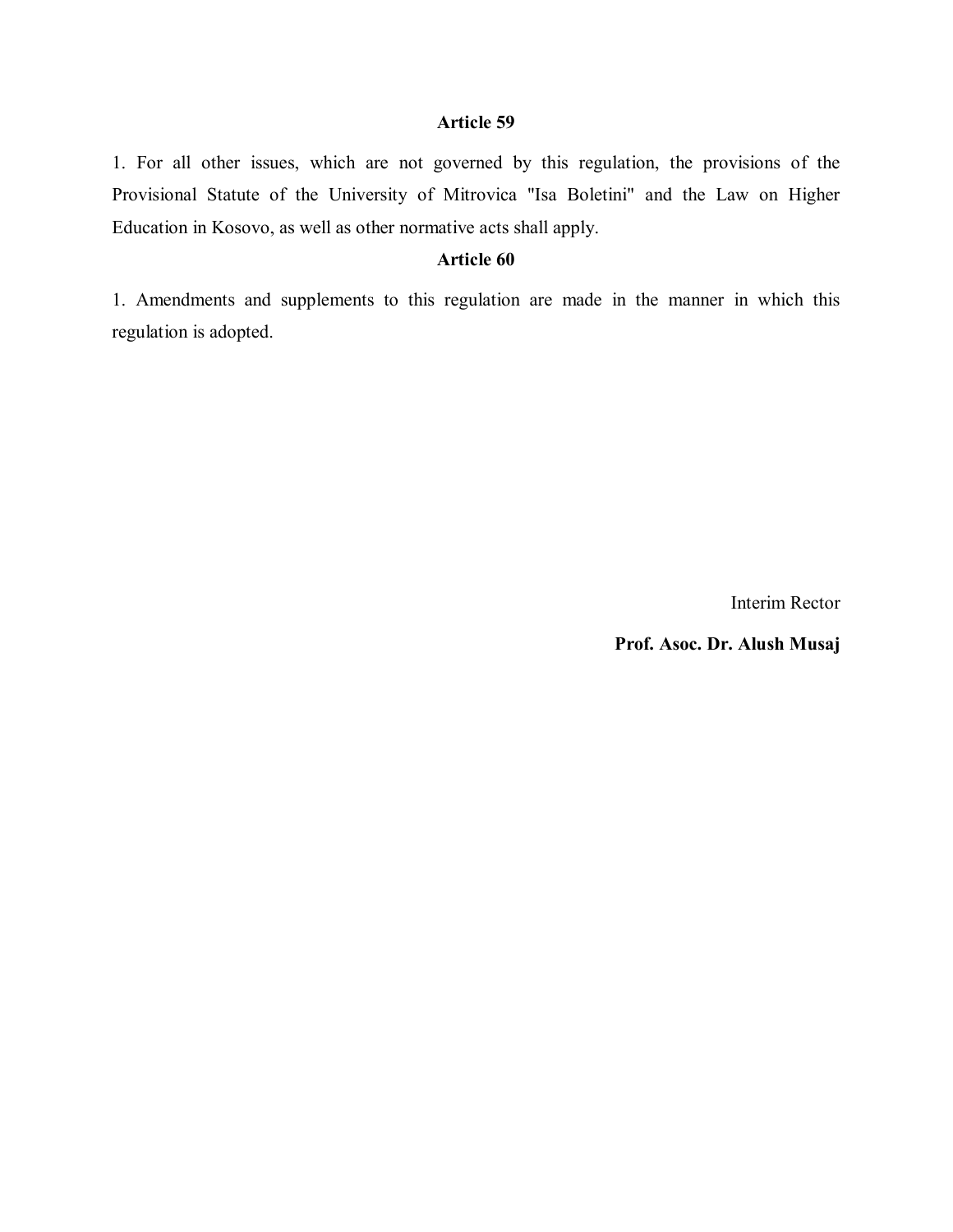**Article 59**

1. For all other issues, which are not governed by this regulation, the provisions of the Provisional Statute of the University of Mitrovica "Isa Boletini" and the Law on Higher Education in Kosovo, as well as other normative acts shall apply.

**Article 60**

1. Amendments and supplements to this regulation are made in the manner in which this regulation is adopted.

Interim Rector

**Prof. Asoc. Dr. Alush Musaj**